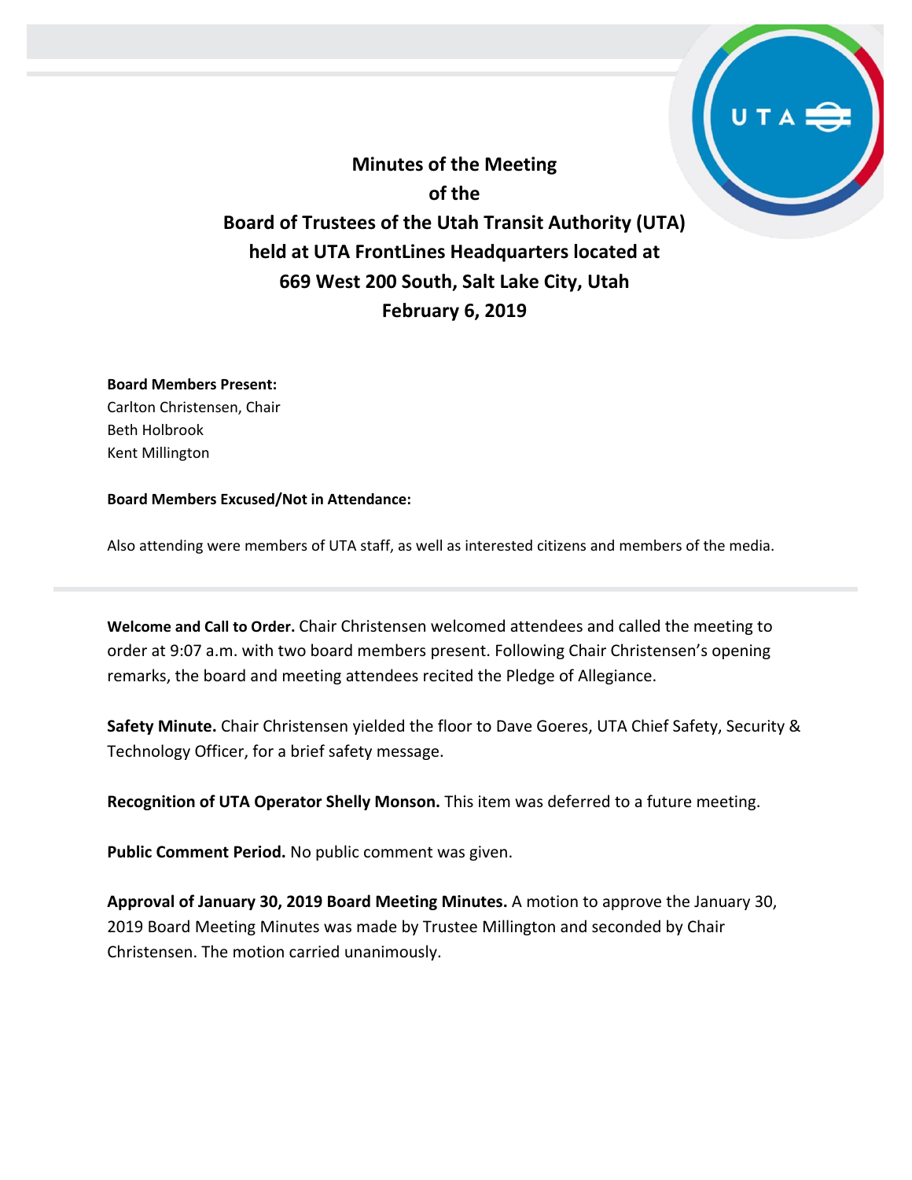# Minutes of the Meeting
# of the
# Board of Trustees of the Utah Transit Authority (UTA)
# held at UTA FrontLines Headquarters located at
# 669 West 200 South, Salt Lake City, Utah
# February 6, 2019

**Board Members Present:**
Carlton Christensen, Chair
Beth Holbrook
Kent Millington

**Board Members Excused/Not in Attendance:**

Also attending were members of UTA staff, as well as interested citizens and members of the media.

---

**Welcome and Call to Order.** Chair Christensen welcomed attendees and called the meeting to order at 9:07 a.m. with two board members present. Following Chair Christensen's opening remarks, the board and meeting attendees recited the Pledge of Allegiance.

**Safety Minute.** Chair Christensen yielded the floor to Dave Goeres, UTA Chief Safety, Security & Technology Officer, for a brief safety message.

**Recognition of UTA Operator Shelly Monson.** This item was deferred to a future meeting.

**Public Comment Period.** No public comment was given.

**Approval of January 30, 2019 Board Meeting Minutes.** A motion to approve the January 30, 2019 Board Meeting Minutes was made by Trustee Millington and seconded by Chair Christensen. The motion carried unanimously.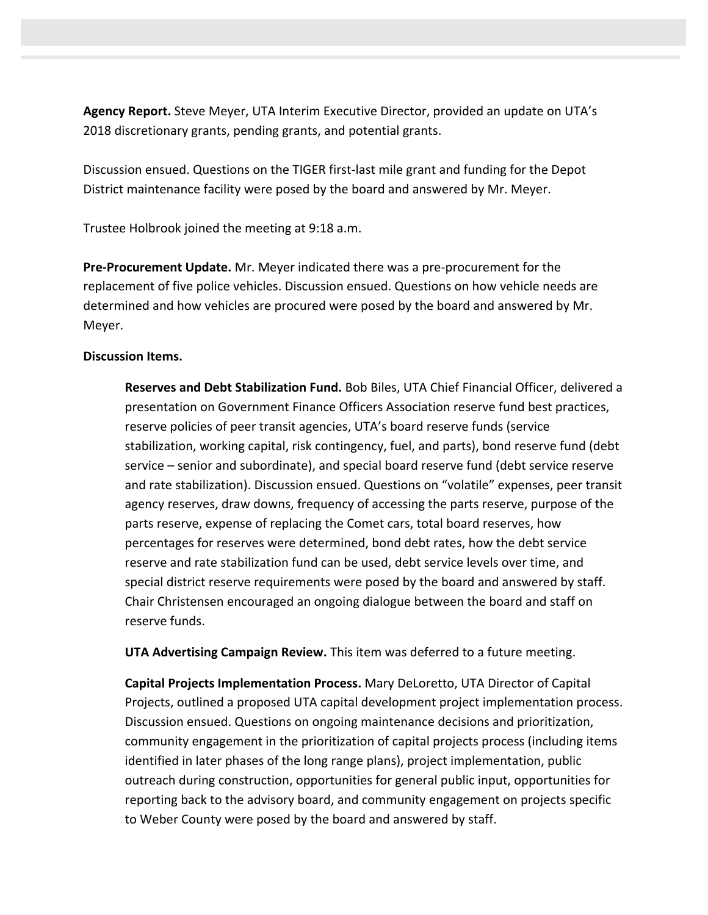**Agency Report.** Steve Meyer, UTA Interim Executive Director, provided an update on UTA's 2018 discretionary grants, pending grants, and potential grants.

Discussion ensued. Questions on the TIGER first-last mile grant and funding for the Depot District maintenance facility were posed by the board and answered by Mr. Meyer.

Trustee Holbrook joined the meeting at 9:18 a.m.

**Pre-Procurement Update.** Mr. Meyer indicated there was a pre-procurement for the replacement of five police vehicles. Discussion ensued. Questions on how vehicle needs are determined and how vehicles are procured were posed by the board and answered by Mr. Meyer.

**Discussion Items.**

> **Reserves and Debt Stabilization Fund.** Bob Biles, UTA Chief Financial Officer, delivered a presentation on Government Finance Officers Association reserve fund best practices, reserve policies of peer transit agencies, UTA's board reserve funds (service stabilization, working capital, risk contingency, fuel, and parts), bond reserve fund (debt service – senior and subordinate), and special board reserve fund (debt service reserve and rate stabilization). Discussion ensued. Questions on "volatile" expenses, peer transit agency reserves, draw downs, frequency of accessing the parts reserve, purpose of the parts reserve, expense of replacing the Comet cars, total board reserves, how percentages for reserves were determined, bond debt rates, how the debt service reserve and rate stabilization fund can be used, debt service levels over time, and special district reserve requirements were posed by the board and answered by staff. Chair Christensen encouraged an ongoing dialogue between the board and staff on reserve funds.
>
> **UTA Advertising Campaign Review.** This item was deferred to a future meeting.
>
> **Capital Projects Implementation Process.** Mary DeLoretto, UTA Director of Capital Projects, outlined a proposed UTA capital development project implementation process. Discussion ensued. Questions on ongoing maintenance decisions and prioritization, community engagement in the prioritization of capital projects process (including items identified in later phases of the long range plans), project implementation, public outreach during construction, opportunities for general public input, opportunities for reporting back to the advisory board, and community engagement on projects specific to Weber County were posed by the board and answered by staff.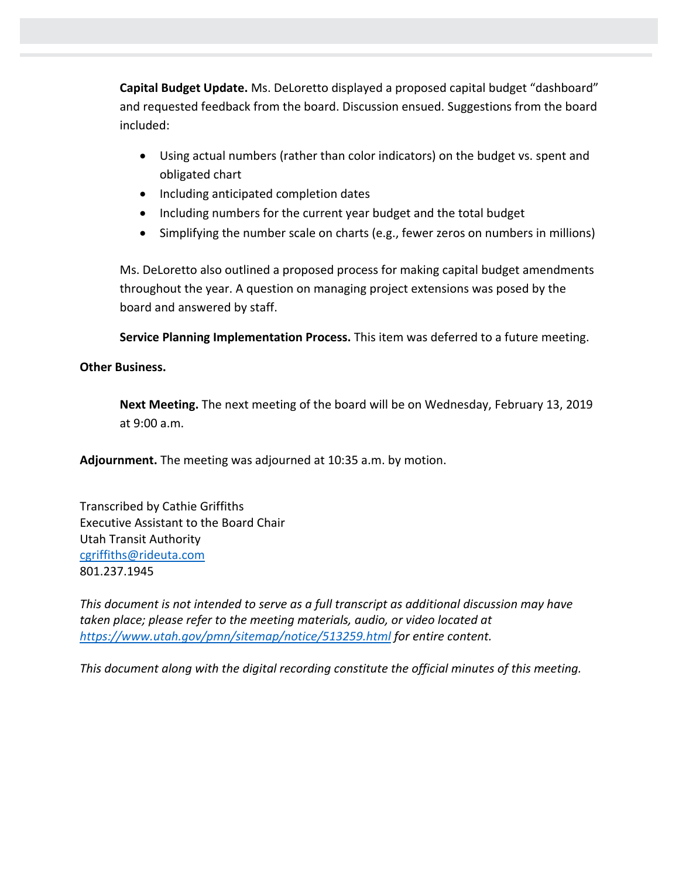**Capital Budget Update.** Ms. DeLoretto displayed a proposed capital budget "dashboard" and requested feedback from the board. Discussion ensued. Suggestions from the board included:

- Using actual numbers (rather than color indicators) on the budget vs. spent and obligated chart
- Including anticipated completion dates
- Including numbers for the current year budget and the total budget
- Simplifying the number scale on charts (e.g., fewer zeros on numbers in millions)

Ms. DeLoretto also outlined a proposed process for making capital budget amendments throughout the year. A question on managing project extensions was posed by the board and answered by staff.

**Service Planning Implementation Process.** This item was deferred to a future meeting.

**Other Business.**

**Next Meeting.** The next meeting of the board will be on Wednesday, February 13, 2019 at 9:00 a.m.

**Adjournment.** The meeting was adjourned at 10:35 a.m. by motion.

Transcribed by Cathie Griffiths
Executive Assistant to the Board Chair
Utah Transit Authority
cgriffiths@rideuta.com
801.237.1945

*This document is not intended to serve as a full transcript as additional discussion may have taken place; please refer to the meeting materials, audio, or video located at https://www.utah.gov/pmn/sitemap/notice/513259.html for entire content.*

*This document along with the digital recording constitute the official minutes of this meeting.*